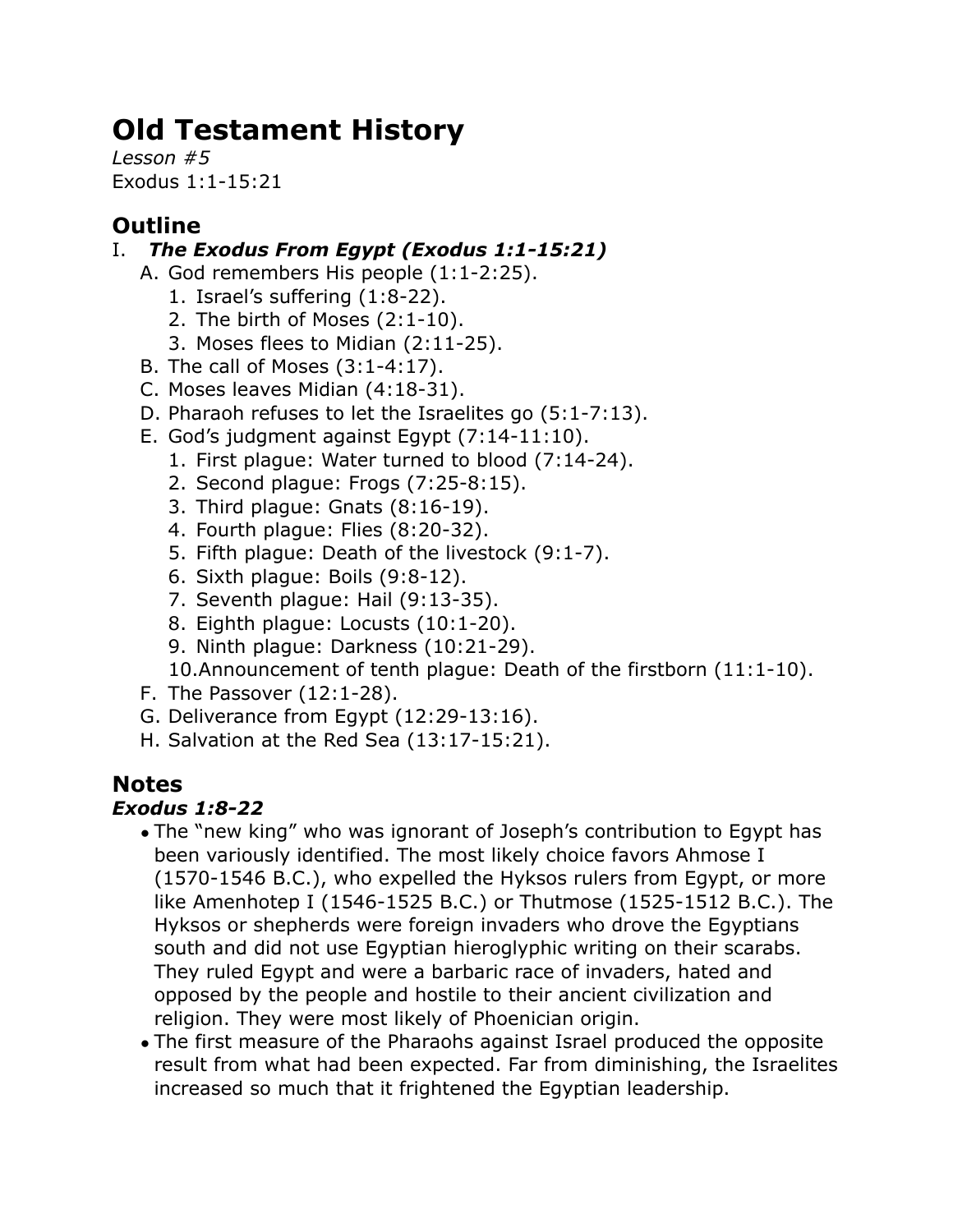# Old Testament History

*Lesson #5*
Exodus 1:1-15:21

## Outline

I. ***The Exodus From Egypt (Exodus 1:1-15:21)***
   A. God remembers His people (1:1-2:25).
      1. Israel's suffering (1:8-22).
      2. The birth of Moses (2:1-10).
      3. Moses flees to Midian (2:11-25).
   B. The call of Moses (3:1-4:17).
   C. Moses leaves Midian (4:18-31).
   D. Pharaoh refuses to let the Israelites go (5:1-7:13).
   E. God's judgment against Egypt (7:14-11:10).
      1. First plague: Water turned to blood (7:14-24).
      2. Second plague: Frogs (7:25-8:15).
      3. Third plague: Gnats (8:16-19).
      4. Fourth plague: Flies (8:20-32).
      5. Fifth plague: Death of the livestock (9:1-7).
      6. Sixth plague: Boils (9:8-12).
      7. Seventh plague: Hail (9:13-35).
      8. Eighth plague: Locusts (10:1-20).
      9. Ninth plague: Darkness (10:21-29).
      10. Announcement of tenth plague: Death of the firstborn (11:1-10).
   F. The Passover (12:1-28).
   G. Deliverance from Egypt (12:29-13:16).
   H. Salvation at the Red Sea (13:17-15:21).

## Notes

### *Exodus 1:8-22*

- The "new king" who was ignorant of Joseph's contribution to Egypt has been variously identified. The most likely choice favors Ahmose I (1570-1546 B.C.), who expelled the Hyksos rulers from Egypt, or more like Amenhotep I (1546-1525 B.C.) or Thutmose (1525-1512 B.C.). The Hyksos or shepherds were foreign invaders who drove the Egyptians south and did not use Egyptian hieroglyphic writing on their scarabs. They ruled Egypt and were a barbaric race of invaders, hated and opposed by the people and hostile to their ancient civilization and religion. They were most likely of Phoenician origin.
- The first measure of the Pharaohs against Israel produced the opposite result from what had been expected. Far from diminishing, the Israelites increased so much that it frightened the Egyptian leadership.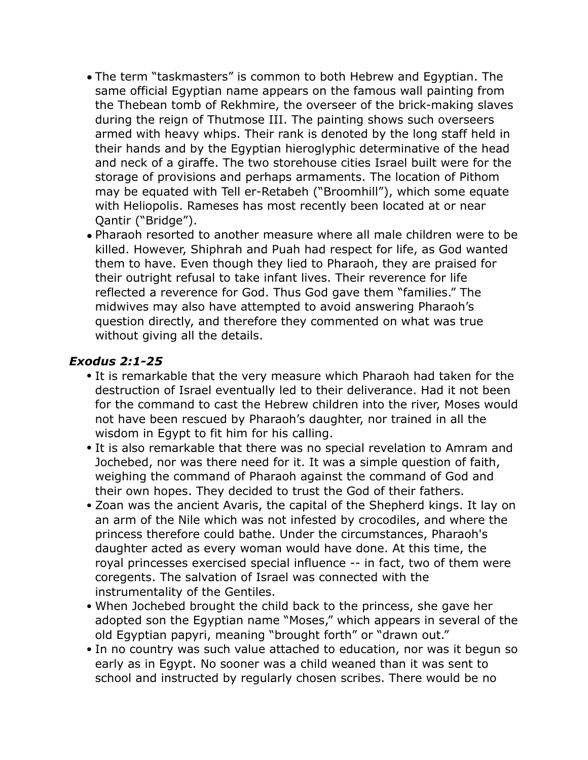- The term "taskmasters" is common to both Hebrew and Egyptian. The same official Egyptian name appears on the famous wall painting from the Thebean tomb of Rekhmire, the overseer of the brick-making slaves during the reign of Thutmose III. The painting shows such overseers armed with heavy whips. Their rank is denoted by the long staff held in their hands and by the Egyptian hieroglyphic determinative of the head and neck of a giraffe. The two storehouse cities Israel built were for the storage of provisions and perhaps armaments. The location of Pithom may be equated with Tell er-Retabeh ("Broomhill"), which some equate with Heliopolis. Rameses has most recently been located at or near Qantir ("Bridge").
- Pharaoh resorted to another measure where all male children were to be killed. However, Shiphrah and Puah had respect for life, as God wanted them to have. Even though they lied to Pharaoh, they are praised for their outright refusal to take infant lives. Their reverence for life reflected a reverence for God. Thus God gave them "families." The midwives may also have attempted to avoid answering Pharaoh's question directly, and therefore they commented on what was true without giving all the details.

### *Exodus 2:1-25*

- It is remarkable that the very measure which Pharaoh had taken for the destruction of Israel eventually led to their deliverance. Had it not been for the command to cast the Hebrew children into the river, Moses would not have been rescued by Pharaoh's daughter, nor trained in all the wisdom in Egypt to fit him for his calling.
- It is also remarkable that there was no special revelation to Amram and Jochebed, nor was there need for it. It was a simple question of faith, weighing the command of Pharaoh against the command of God and their own hopes. They decided to trust the God of their fathers.
- Zoan was the ancient Avaris, the capital of the Shepherd kings. It lay on an arm of the Nile which was not infested by crocodiles, and where the princess therefore could bathe. Under the circumstances, Pharaoh's daughter acted as every woman would have done. At this time, the royal princesses exercised special influence -- in fact, two of them were coregents. The salvation of Israel was connected with the instrumentality of the Gentiles.
- When Jochebed brought the child back to the princess, she gave her adopted son the Egyptian name "Moses," which appears in several of the old Egyptian papyri, meaning "brought forth" or "drawn out."
- In no country was such value attached to education, nor was it begun so early as in Egypt. No sooner was a child weaned than it was sent to school and instructed by regularly chosen scribes. There would be no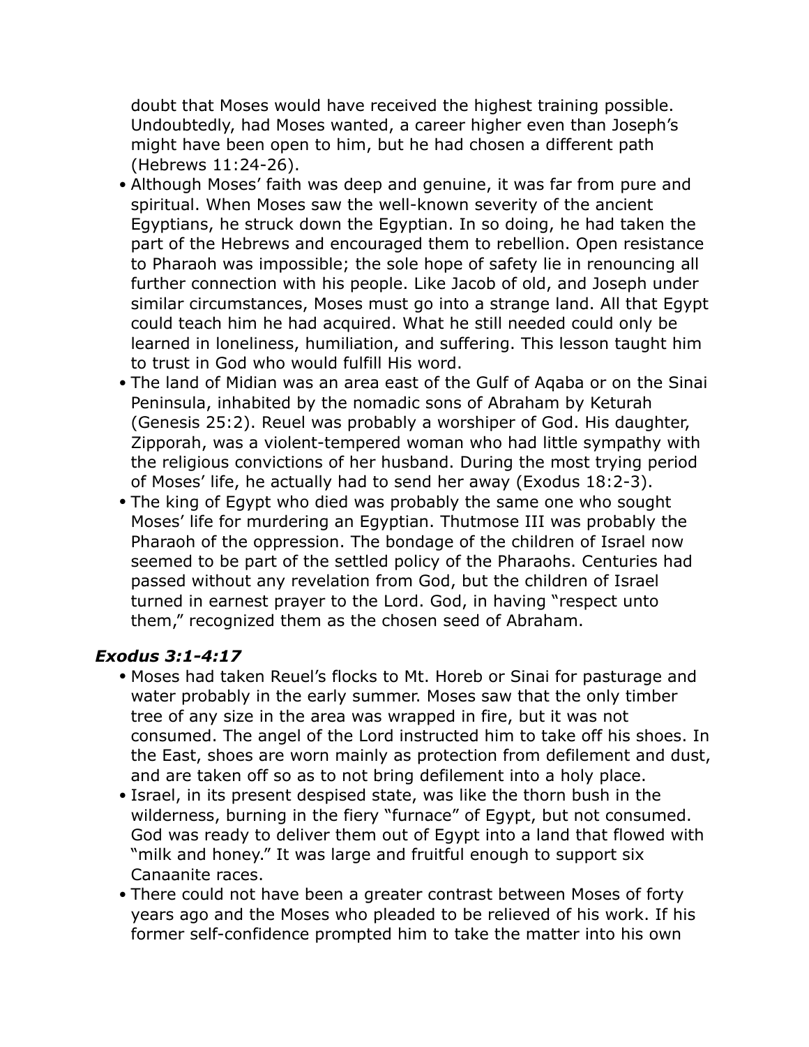doubt that Moses would have received the highest training possible. Undoubtedly, had Moses wanted, a career higher even than Joseph's might have been open to him, but he had chosen a different path (Hebrews 11:24-26).

- Although Moses' faith was deep and genuine, it was far from pure and spiritual. When Moses saw the well-known severity of the ancient Egyptians, he struck down the Egyptian. In so doing, he had taken the part of the Hebrews and encouraged them to rebellion. Open resistance to Pharaoh was impossible; the sole hope of safety lie in renouncing all further connection with his people. Like Jacob of old, and Joseph under similar circumstances, Moses must go into a strange land. All that Egypt could teach him he had acquired. What he still needed could only be learned in loneliness, humiliation, and suffering. This lesson taught him to trust in God who would fulfill His word.
- The land of Midian was an area east of the Gulf of Aqaba or on the Sinai Peninsula, inhabited by the nomadic sons of Abraham by Keturah (Genesis 25:2). Reuel was probably a worshiper of God. His daughter, Zipporah, was a violent-tempered woman who had little sympathy with the religious convictions of her husband. During the most trying period of Moses' life, he actually had to send her away (Exodus 18:2-3).
- The king of Egypt who died was probably the same one who sought Moses' life for murdering an Egyptian. Thutmose III was probably the Pharaoh of the oppression. The bondage of the children of Israel now seemed to be part of the settled policy of the Pharaohs. Centuries had passed without any revelation from God, but the children of Israel turned in earnest prayer to the Lord. God, in having "respect unto them," recognized them as the chosen seed of Abraham.

### *Exodus 3:1-4:17*

- Moses had taken Reuel's flocks to Mt. Horeb or Sinai for pasturage and water probably in the early summer. Moses saw that the only timber tree of any size in the area was wrapped in fire, but it was not consumed. The angel of the Lord instructed him to take off his shoes. In the East, shoes are worn mainly as protection from defilement and dust, and are taken off so as to not bring defilement into a holy place.
- Israel, in its present despised state, was like the thorn bush in the wilderness, burning in the fiery "furnace" of Egypt, but not consumed. God was ready to deliver them out of Egypt into a land that flowed with "milk and honey." It was large and fruitful enough to support six Canaanite races.
- There could not have been a greater contrast between Moses of forty years ago and the Moses who pleaded to be relieved of his work. If his former self-confidence prompted him to take the matter into his own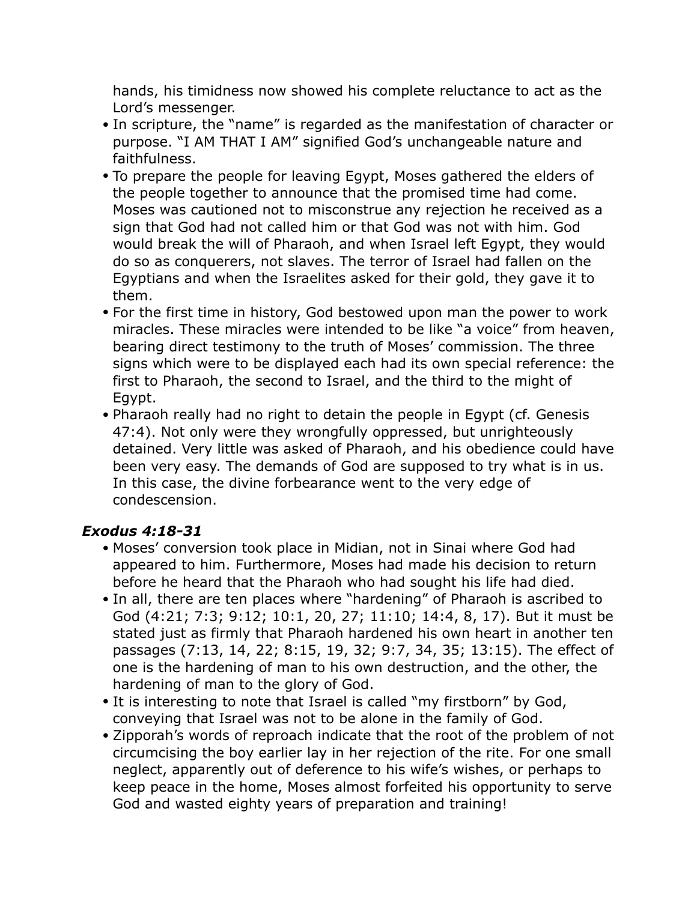hands, his timidness now showed his complete reluctance to act as the Lord's messenger.

- In scripture, the "name" is regarded as the manifestation of character or purpose. "I AM THAT I AM" signified God's unchangeable nature and faithfulness.
- To prepare the people for leaving Egypt, Moses gathered the elders of the people together to announce that the promised time had come. Moses was cautioned not to misconstrue any rejection he received as a sign that God had not called him or that God was not with him. God would break the will of Pharaoh, and when Israel left Egypt, they would do so as conquerers, not slaves. The terror of Israel had fallen on the Egyptians and when the Israelites asked for their gold, they gave it to them.
- For the first time in history, God bestowed upon man the power to work miracles. These miracles were intended to be like "a voice" from heaven, bearing direct testimony to the truth of Moses' commission. The three signs which were to be displayed each had its own special reference: the first to Pharaoh, the second to Israel, and the third to the might of Egypt.
- Pharaoh really had no right to detain the people in Egypt (cf. Genesis 47:4). Not only were they wrongfully oppressed, but unrighteously detained. Very little was asked of Pharaoh, and his obedience could have been very easy. The demands of God are supposed to try what is in us. In this case, the divine forbearance went to the very edge of condescension.

### *Exodus 4:18-31*

- Moses' conversion took place in Midian, not in Sinai where God had appeared to him. Furthermore, Moses had made his decision to return before he heard that the Pharaoh who had sought his life had died.
- In all, there are ten places where "hardening" of Pharaoh is ascribed to God (4:21; 7:3; 9:12; 10:1, 20, 27; 11:10; 14:4, 8, 17). But it must be stated just as firmly that Pharaoh hardened his own heart in another ten passages (7:13, 14, 22; 8:15, 19, 32; 9:7, 34, 35; 13:15). The effect of one is the hardening of man to his own destruction, and the other, the hardening of man to the glory of God.
- It is interesting to note that Israel is called "my firstborn" by God, conveying that Israel was not to be alone in the family of God.
- Zipporah's words of reproach indicate that the root of the problem of not circumcising the boy earlier lay in her rejection of the rite. For one small neglect, apparently out of deference to his wife's wishes, or perhaps to keep peace in the home, Moses almost forfeited his opportunity to serve God and wasted eighty years of preparation and training!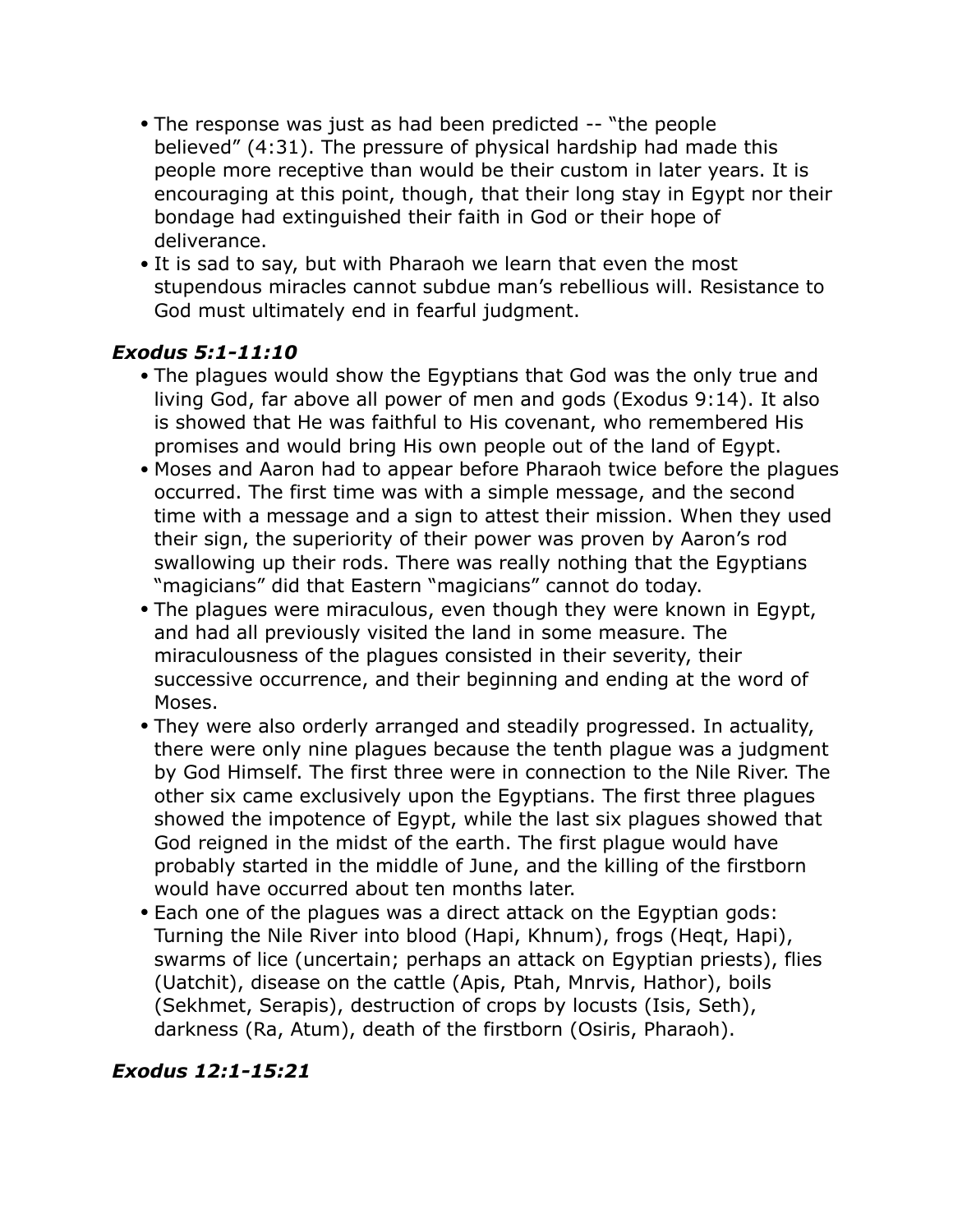- The response was just as had been predicted -- "the people believed" (4:31). The pressure of physical hardship had made this people more receptive than would be their custom in later years. It is encouraging at this point, though, that their long stay in Egypt nor their bondage had extinguished their faith in God or their hope of deliverance.
- It is sad to say, but with Pharaoh we learn that even the most stupendous miracles cannot subdue man's rebellious will. Resistance to God must ultimately end in fearful judgment.

### *Exodus 5:1-11:10*

- The plagues would show the Egyptians that God was the only true and living God, far above all power of men and gods (Exodus 9:14). It also is showed that He was faithful to His covenant, who remembered His promises and would bring His own people out of the land of Egypt.
- Moses and Aaron had to appear before Pharaoh twice before the plagues occurred. The first time was with a simple message, and the second time with a message and a sign to attest their mission. When they used their sign, the superiority of their power was proven by Aaron's rod swallowing up their rods. There was really nothing that the Egyptians "magicians" did that Eastern "magicians" cannot do today.
- The plagues were miraculous, even though they were known in Egypt, and had all previously visited the land in some measure. The miraculousness of the plagues consisted in their severity, their successive occurrence, and their beginning and ending at the word of Moses.
- They were also orderly arranged and steadily progressed. In actuality, there were only nine plagues because the tenth plague was a judgment by God Himself. The first three were in connection to the Nile River. The other six came exclusively upon the Egyptians. The first three plagues showed the impotence of Egypt, while the last six plagues showed that God reigned in the midst of the earth. The first plague would have probably started in the middle of June, and the killing of the firstborn would have occurred about ten months later.
- Each one of the plagues was a direct attack on the Egyptian gods: Turning the Nile River into blood (Hapi, Khnum), frogs (Heqt, Hapi), swarms of lice (uncertain; perhaps an attack on Egyptian priests), flies (Uatchit), disease on the cattle (Apis, Ptah, Mnrvis, Hathor), boils (Sekhmet, Serapis), destruction of crops by locusts (Isis, Seth), darkness (Ra, Atum), death of the firstborn (Osiris, Pharaoh).

### *Exodus 12:1-15:21*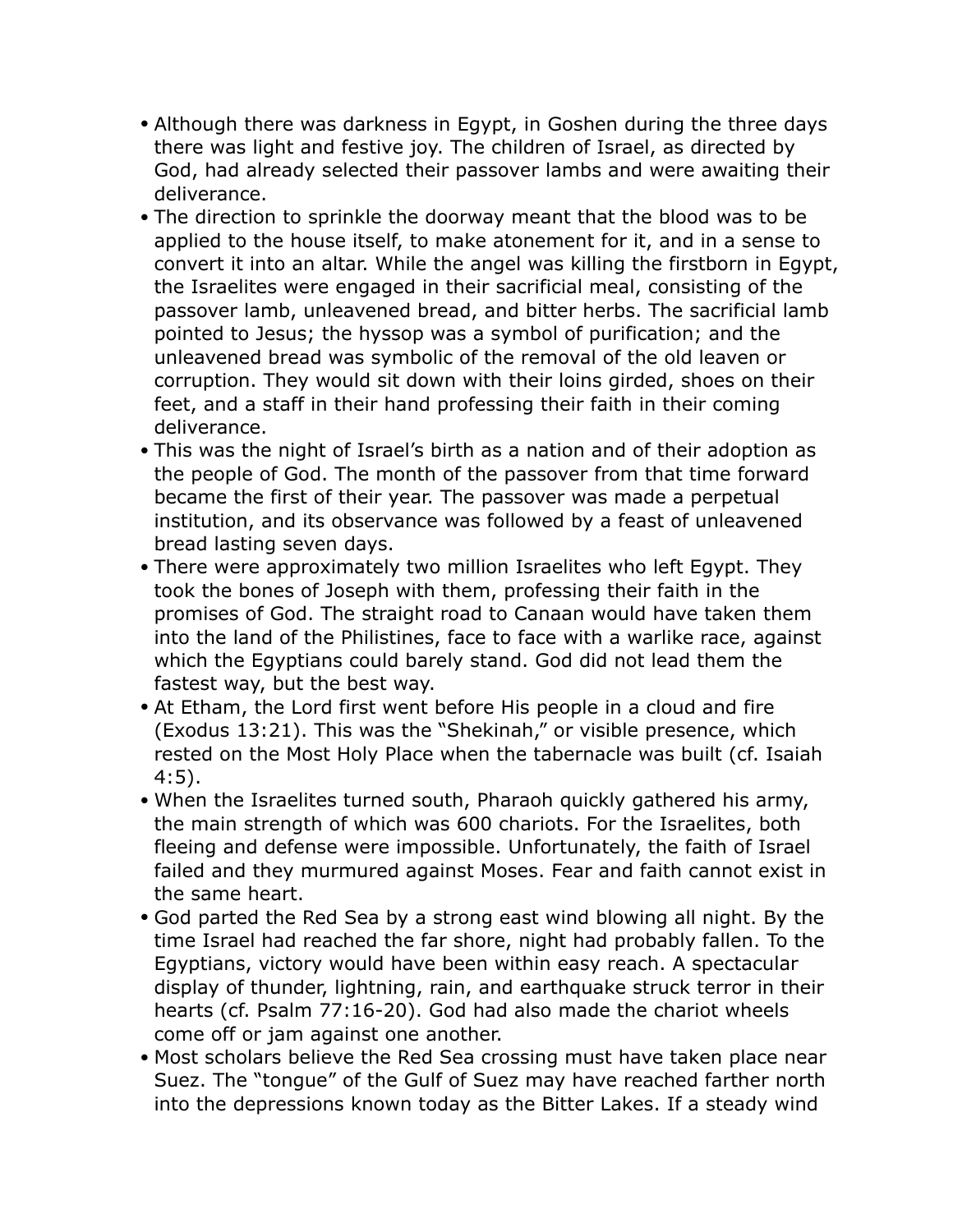- Although there was darkness in Egypt, in Goshen during the three days there was light and festive joy. The children of Israel, as directed by God, had already selected their passover lambs and were awaiting their deliverance.
- The direction to sprinkle the doorway meant that the blood was to be applied to the house itself, to make atonement for it, and in a sense to convert it into an altar. While the angel was killing the firstborn in Egypt, the Israelites were engaged in their sacrificial meal, consisting of the passover lamb, unleavened bread, and bitter herbs. The sacrificial lamb pointed to Jesus; the hyssop was a symbol of purification; and the unleavened bread was symbolic of the removal of the old leaven or corruption. They would sit down with their loins girded, shoes on their feet, and a staff in their hand professing their faith in their coming deliverance.
- This was the night of Israel's birth as a nation and of their adoption as the people of God. The month of the passover from that time forward became the first of their year. The passover was made a perpetual institution, and its observance was followed by a feast of unleavened bread lasting seven days.
- There were approximately two million Israelites who left Egypt. They took the bones of Joseph with them, professing their faith in the promises of God. The straight road to Canaan would have taken them into the land of the Philistines, face to face with a warlike race, against which the Egyptians could barely stand. God did not lead them the fastest way, but the best way.
- At Etham, the Lord first went before His people in a cloud and fire (Exodus 13:21). This was the "Shekinah," or visible presence, which rested on the Most Holy Place when the tabernacle was built (cf. Isaiah 4:5).
- When the Israelites turned south, Pharaoh quickly gathered his army, the main strength of which was 600 chariots. For the Israelites, both fleeing and defense were impossible. Unfortunately, the faith of Israel failed and they murmured against Moses. Fear and faith cannot exist in the same heart.
- God parted the Red Sea by a strong east wind blowing all night. By the time Israel had reached the far shore, night had probably fallen. To the Egyptians, victory would have been within easy reach. A spectacular display of thunder, lightning, rain, and earthquake struck terror in their hearts (cf. Psalm 77:16-20). God had also made the chariot wheels come off or jam against one another.
- Most scholars believe the Red Sea crossing must have taken place near Suez. The "tongue" of the Gulf of Suez may have reached farther north into the depressions known today as the Bitter Lakes. If a steady wind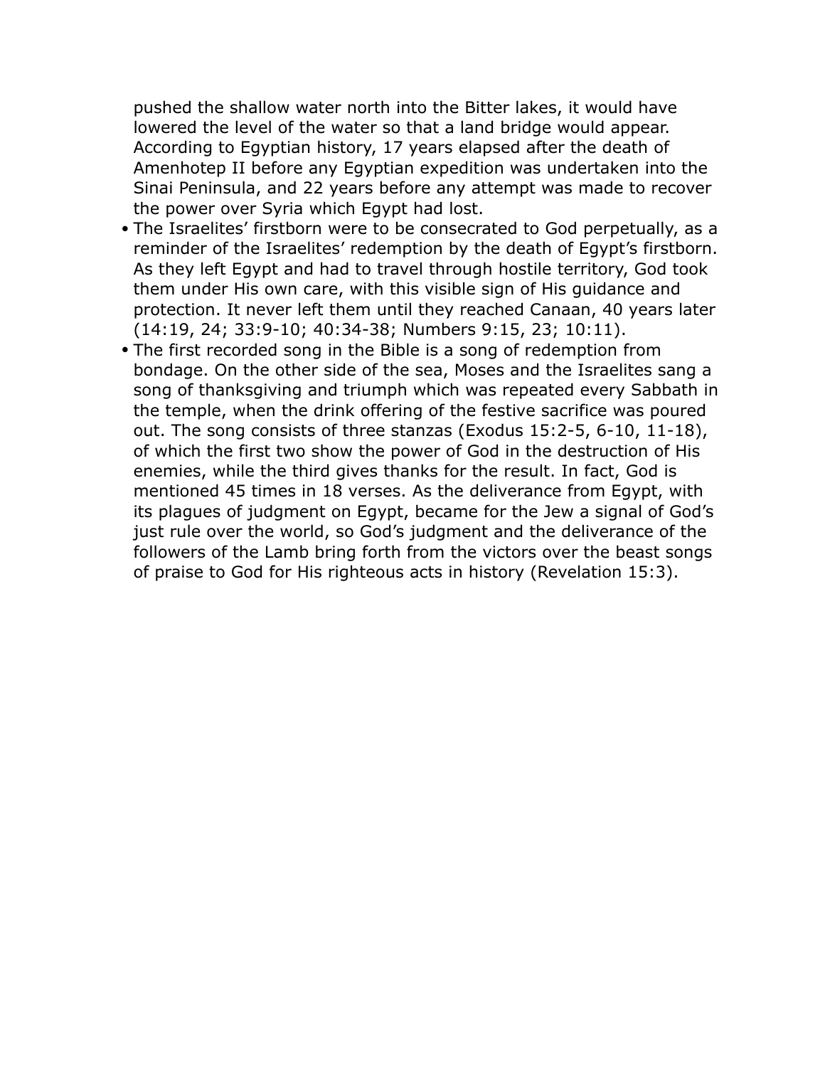pushed the shallow water north into the Bitter lakes, it would have lowered the level of the water so that a land bridge would appear. According to Egyptian history, 17 years elapsed after the death of Amenhotep II before any Egyptian expedition was undertaken into the Sinai Peninsula, and 22 years before any attempt was made to recover the power over Syria which Egypt had lost.

- The Israelites' firstborn were to be consecrated to God perpetually, as a reminder of the Israelites' redemption by the death of Egypt's firstborn. As they left Egypt and had to travel through hostile territory, God took them under His own care, with this visible sign of His guidance and protection. It never left them until they reached Canaan, 40 years later (14:19, 24; 33:9-10; 40:34-38; Numbers 9:15, 23; 10:11).
- The first recorded song in the Bible is a song of redemption from bondage. On the other side of the sea, Moses and the Israelites sang a song of thanksgiving and triumph which was repeated every Sabbath in the temple, when the drink offering of the festive sacrifice was poured out. The song consists of three stanzas (Exodus 15:2-5, 6-10, 11-18), of which the first two show the power of God in the destruction of His enemies, while the third gives thanks for the result. In fact, God is mentioned 45 times in 18 verses. As the deliverance from Egypt, with its plagues of judgment on Egypt, became for the Jew a signal of God's just rule over the world, so God's judgment and the deliverance of the followers of the Lamb bring forth from the victors over the beast songs of praise to God for His righteous acts in history (Revelation 15:3).